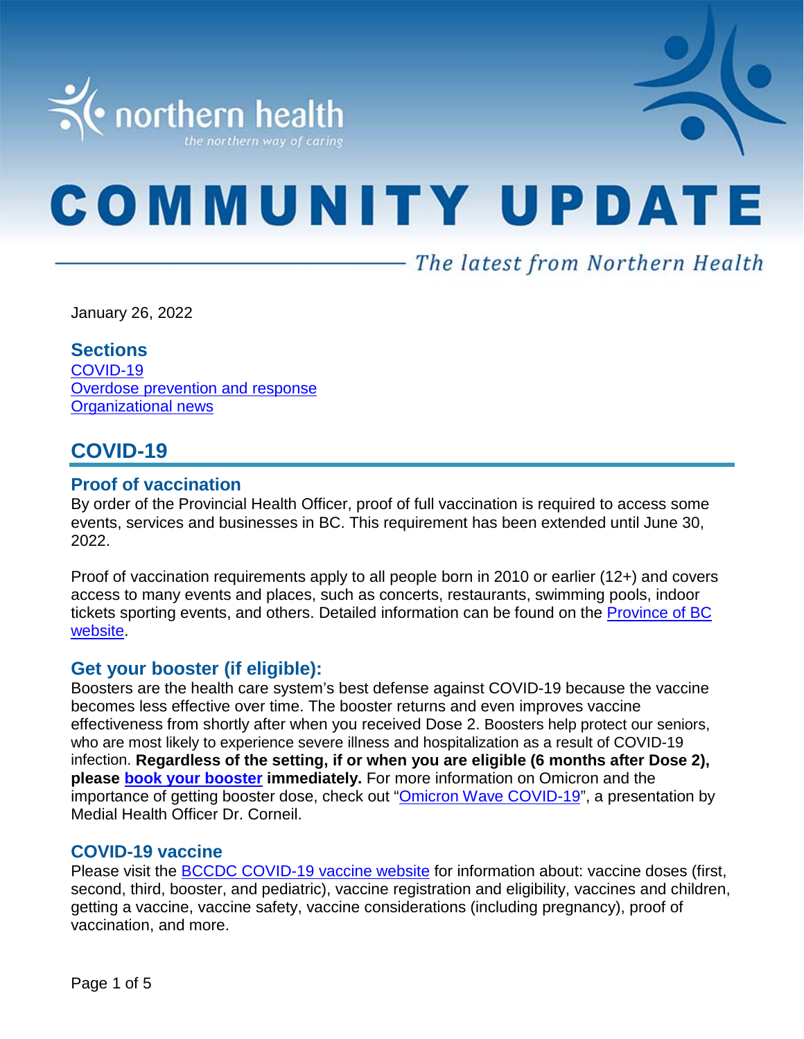northern health

*the northern way of caring*

# COMMUNITY UPDATE

*The latest from Northern Health*

January 26, 2022

### Sections

[COVID-19](#covid-19)
[Overdose prevention and response](#overdose-prevention-and-response)
[Organizational news](#organizational-news)

## COVID-19

### Proof of vaccination

By order of the Provincial Health Officer, proof of full vaccination is required to access some events, services and businesses in BC. This requirement has been extended until June 30, 2022.

Proof of vaccination requirements apply to all people born in 2010 or earlier (12+) and covers access to many events and places, such as concerts, restaurants, swimming pools, indoor tickets sporting events, and others. Detailed information can be found on the [Province of BC website]().

### Get your booster (if eligible):

Boosters are the health care system's best defense against COVID-19 because the vaccine becomes less effective over time. The booster returns and even improves vaccine effectiveness from shortly after when you received Dose 2. Boosters help protect our seniors, who are most likely to experience severe illness and hospitalization as a result of COVID-19 infection. **Regardless of the setting, if or when you are eligible (6 months after Dose 2), please [book your booster]() immediately.** For more information on Omicron and the importance of getting booster dose, check out "[Omicron Wave COVID-19]()", a presentation by Medial Health Officer Dr. Corneil.

### COVID-19 vaccine

Please visit the [BCCDC COVID-19 vaccine website]() for information about: vaccine doses (first, second, third, booster, and pediatric), vaccine registration and eligibility, vaccines and children, getting a vaccine, vaccine safety, vaccine considerations (including pregnancy), proof of vaccination, and more.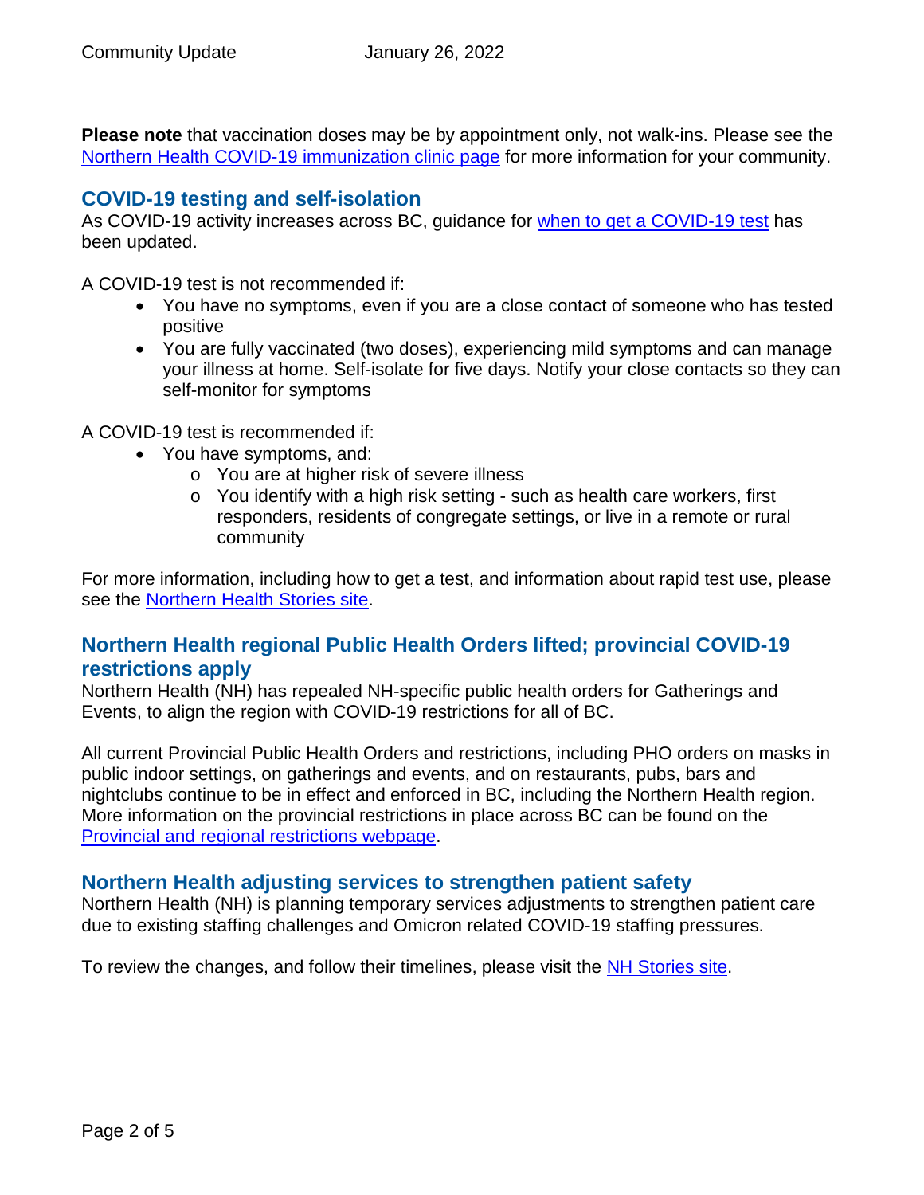**Please note** that vaccination doses may be by appointment only, not walk-ins. Please see the [Northern Health COVID-19 immunization clinic page](#) for more information for your community.

## COVID-19 testing and self-isolation

As COVID-19 activity increases across BC, guidance for [when to get a COVID-19 test](#) has been updated.

A COVID-19 test is not recommended if:

- You have no symptoms, even if you are a close contact of someone who has tested positive
- You are fully vaccinated (two doses), experiencing mild symptoms and can manage your illness at home. Self-isolate for five days. Notify your close contacts so they can self-monitor for symptoms

A COVID-19 test is recommended if:

- You have symptoms, and:
  - You are at higher risk of severe illness
  - You identify with a high risk setting - such as health care workers, first responders, residents of congregate settings, or live in a remote or rural community

For more information, including how to get a test, and information about rapid test use, please see the [Northern Health Stories site](#).

## Northern Health regional Public Health Orders lifted; provincial COVID-19 restrictions apply

Northern Health (NH) has repealed NH-specific public health orders for Gatherings and Events, to align the region with COVID-19 restrictions for all of BC.

All current Provincial Public Health Orders and restrictions, including PHO orders on masks in public indoor settings, on gatherings and events, and on restaurants, pubs, bars and nightclubs continue to be in effect and enforced in BC, including the Northern Health region. More information on the provincial restrictions in place across BC can be found on the [Provincial and regional restrictions webpage](#).

## Northern Health adjusting services to strengthen patient safety

Northern Health (NH) is planning temporary services adjustments to strengthen patient care due to existing staffing challenges and Omicron related COVID-19 staffing pressures.

To review the changes, and follow their timelines, please visit the [NH Stories site](#).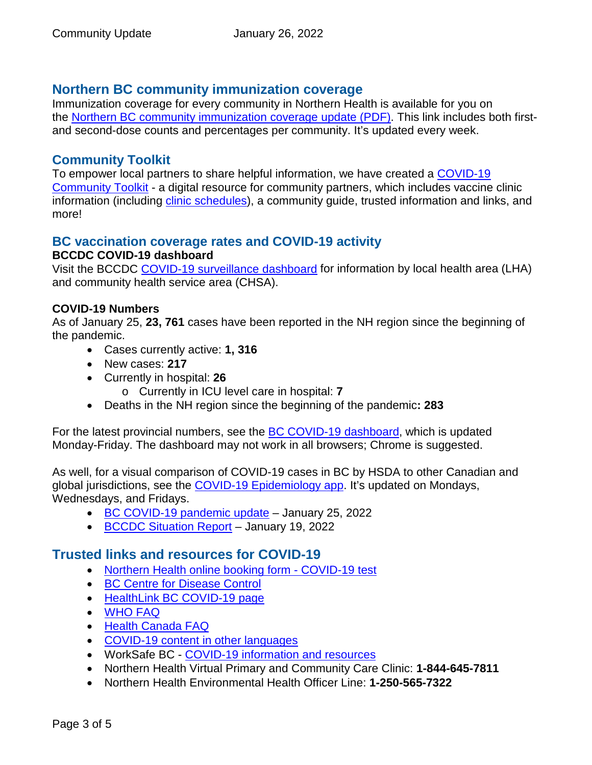## Northern BC community immunization coverage

Immunization coverage for every community in Northern Health is available for you on the Northern BC community immunization coverage update (PDF). This link includes both first- and second-dose counts and percentages per community. It's updated every week.

## Community Toolkit

To empower local partners to share helpful information, we have created a COVID-19 Community Toolkit - a digital resource for community partners, which includes vaccine clinic information (including clinic schedules), a community guide, trusted information and links, and more!

## BC vaccination coverage rates and COVID-19 activity

**BCCDC COVID-19 dashboard**

Visit the BCCDC COVID-19 surveillance dashboard for information by local health area (LHA) and community health service area (CHSA).

**COVID-19 Numbers**

As of January 25, **23, 761** cases have been reported in the NH region since the beginning of the pandemic.

- Cases currently active: **1, 316**
- New cases: **217**
- Currently in hospital: **26**
  - Currently in ICU level care in hospital: **7**
- Deaths in the NH region since the beginning of the pandemic**: 283**

For the latest provincial numbers, see the BC COVID-19 dashboard, which is updated Monday-Friday. The dashboard may not work in all browsers; Chrome is suggested.

As well, for a visual comparison of COVID-19 cases in BC by HSDA to other Canadian and global jurisdictions, see the COVID-19 Epidemiology app. It's updated on Mondays, Wednesdays, and Fridays.

- BC COVID-19 pandemic update – January 25, 2022
- BCCDC Situation Report – January 19, 2022

## Trusted links and resources for COVID-19

- Northern Health online booking form - COVID-19 test
- BC Centre for Disease Control
- HealthLink BC COVID-19 page
- WHO FAQ
- Health Canada FAQ
- COVID-19 content in other languages
- WorkSafe BC - COVID-19 information and resources
- Northern Health Virtual Primary and Community Care Clinic: **1-844-645-7811**
- Northern Health Environmental Health Officer Line: **1-250-565-7322**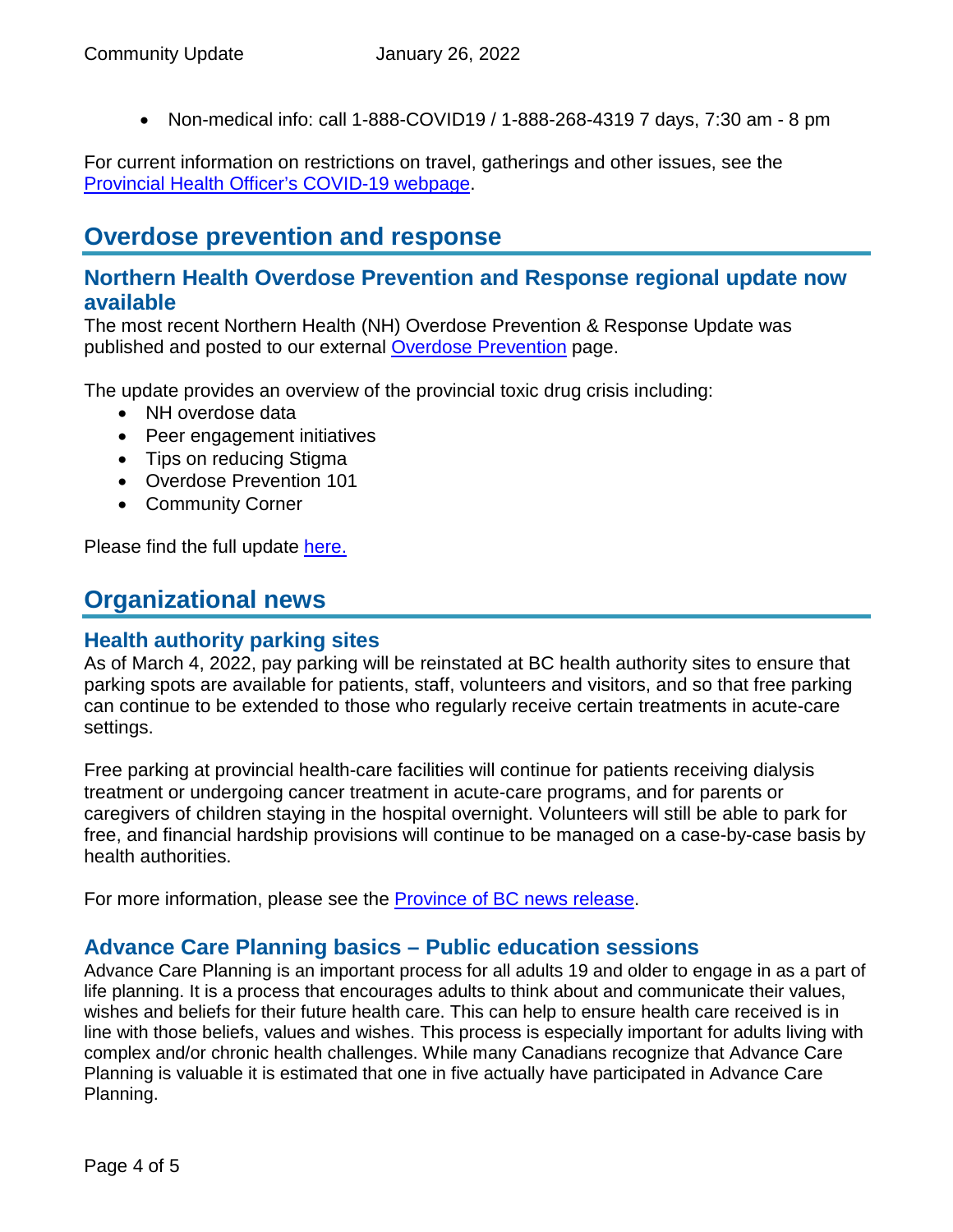- Non-medical info: call 1-888-COVID19 / 1-888-268-4319 7 days, 7:30 am - 8 pm

For current information on restrictions on travel, gatherings and other issues, see the [Provincial Health Officer's COVID-19 webpage](#).

## Overdose prevention and response

### Northern Health Overdose Prevention and Response regional update now available

The most recent Northern Health (NH) Overdose Prevention & Response Update was published and posted to our external [Overdose Prevention](#) page.

The update provides an overview of the provincial toxic drug crisis including:

- NH overdose data
- Peer engagement initiatives
- Tips on reducing Stigma
- Overdose Prevention 101
- Community Corner

Please find the full update [here.](#)

## Organizational news

### Health authority parking sites

As of March 4, 2022, pay parking will be reinstated at BC health authority sites to ensure that parking spots are available for patients, staff, volunteers and visitors, and so that free parking can continue to be extended to those who regularly receive certain treatments in acute-care settings.

Free parking at provincial health-care facilities will continue for patients receiving dialysis treatment or undergoing cancer treatment in acute-care programs, and for parents or caregivers of children staying in the hospital overnight. Volunteers will still be able to park for free, and financial hardship provisions will continue to be managed on a case-by-case basis by health authorities.

For more information, please see the [Province of BC news release](#).

### Advance Care Planning basics – Public education sessions

Advance Care Planning is an important process for all adults 19 and older to engage in as a part of life planning. It is a process that encourages adults to think about and communicate their values, wishes and beliefs for their future health care. This can help to ensure health care received is in line with those beliefs, values and wishes. This process is especially important for adults living with complex and/or chronic health challenges. While many Canadians recognize that Advance Care Planning is valuable it is estimated that one in five actually have participated in Advance Care Planning.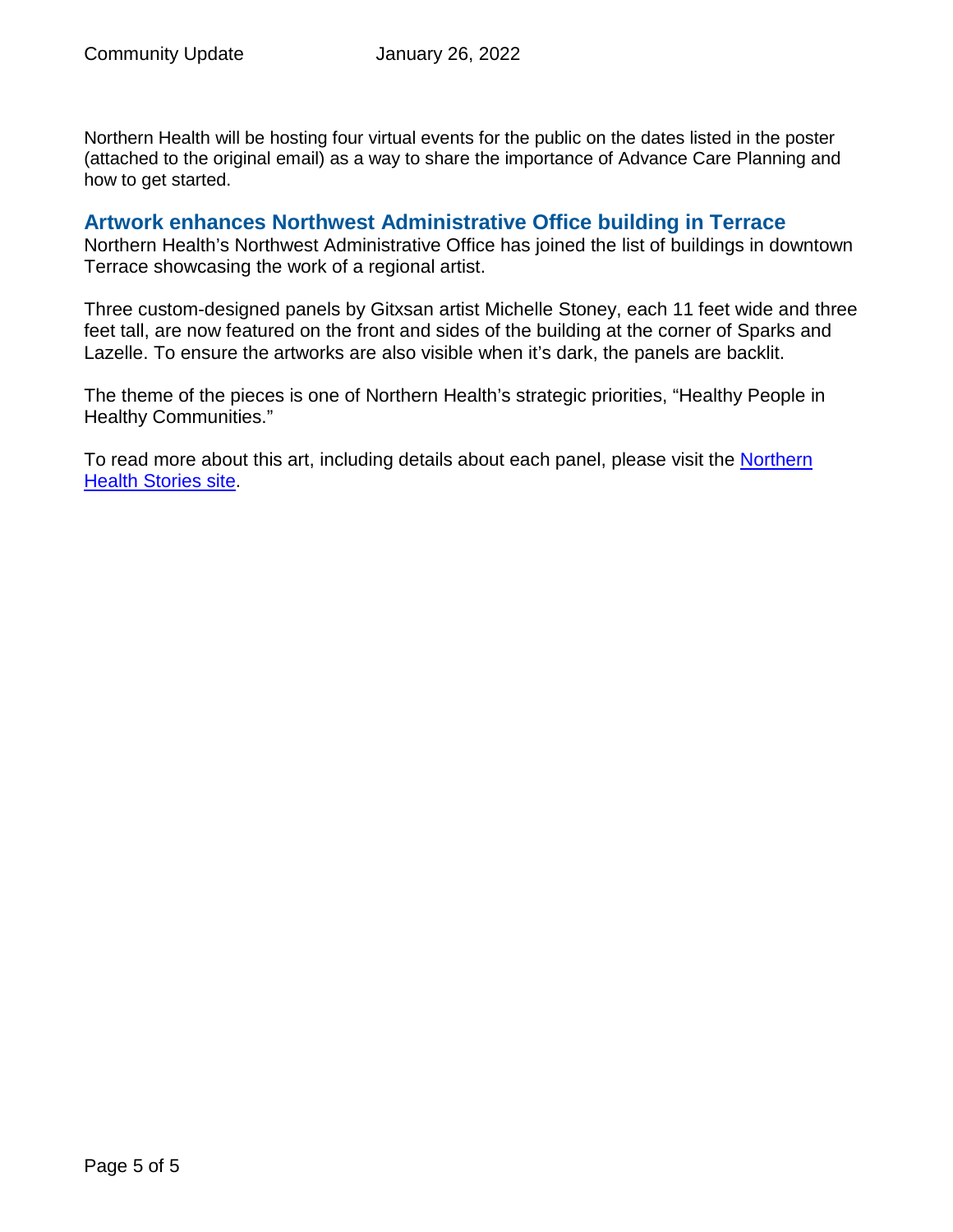Northern Health will be hosting four virtual events for the public on the dates listed in the poster (attached to the original email) as a way to share the importance of Advance Care Planning and how to get started.

## Artwork enhances Northwest Administrative Office building in Terrace

Northern Health's Northwest Administrative Office has joined the list of buildings in downtown Terrace showcasing the work of a regional artist.

Three custom-designed panels by Gitxsan artist Michelle Stoney, each 11 feet wide and three feet tall, are now featured on the front and sides of the building at the corner of Sparks and Lazelle. To ensure the artworks are also visible when it's dark, the panels are backlit.

The theme of the pieces is one of Northern Health's strategic priorities, "Healthy People in Healthy Communities."

To read more about this art, including details about each panel, please visit the Northern Health Stories site.